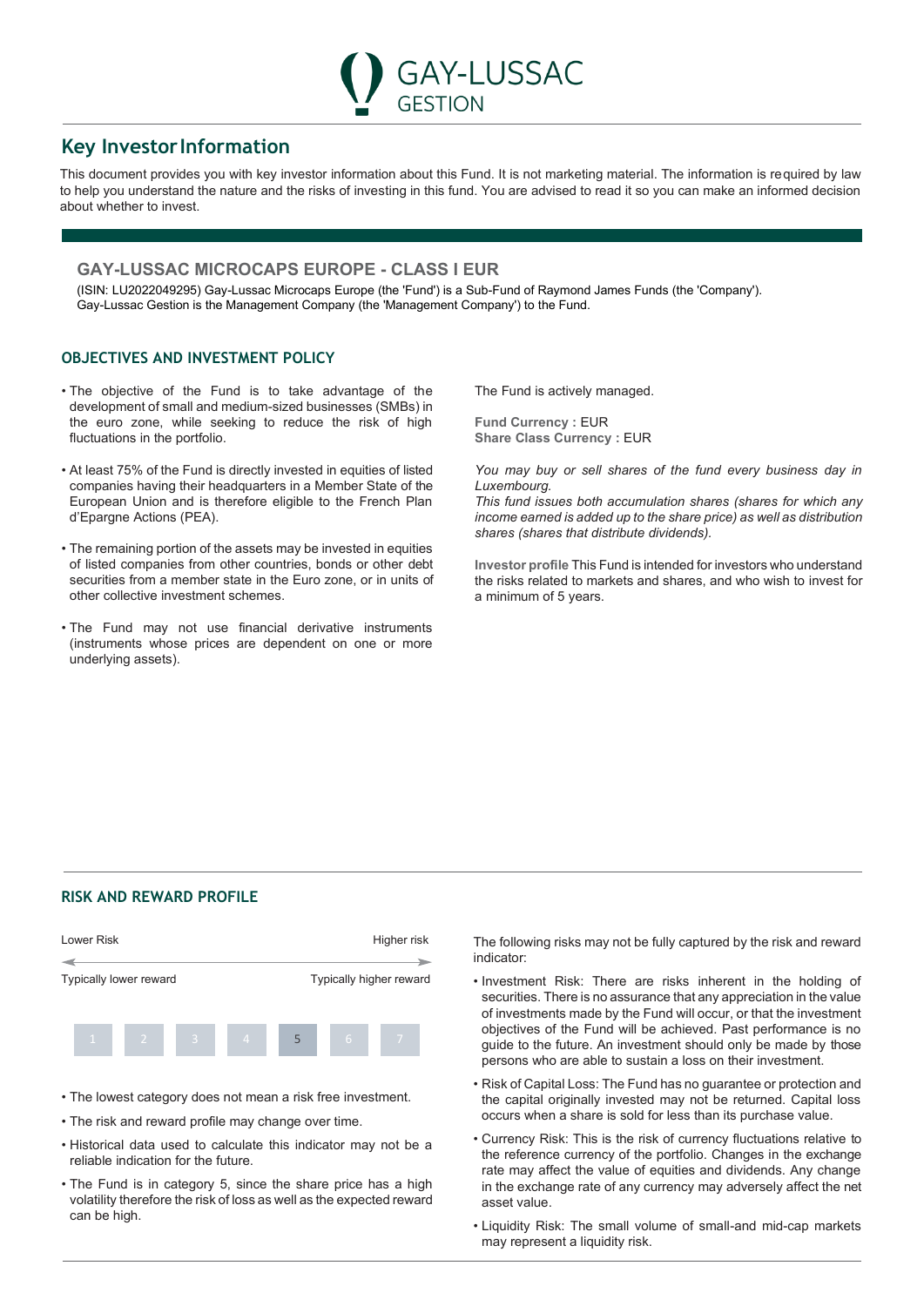GAY-LUSSAC GESTION

# Key Investor Information

This document provides you with key investor information about this Fund. It is not marketing material. The information is required by law to help you understand the nature and the risks of investing in this fund. You are advised to read it so you can make an informed decision about whether to invest.

## GAY-LUSSAC MICROCAPS EUROPE - CLASS I EUR

(ISIN: LU2022049295) Gay-Lussac Microcaps Europe (the 'Fund') is a Sub-Fund of Raymond James Funds (the 'Company'). Gay-Lussac Gestion is the Management Company (the 'Management Company') to the Fund.

### OBJECTIVES AND INVESTMENT POLICY

- The objective of the Fund is to take advantage of the development of small and medium-sized businesses (SMBs) in the euro zone, while seeking to reduce the risk of high fluctuations in the portfolio.
- At least 75% of the Fund is directly invested in equities of listed companies having their headquarters in a Member State of the European Union and is therefore eligible to the French Plan d'Epargne Actions (PEA).
- The remaining portion of the assets may be invested in equities of listed companies from other countries, bonds or other debt securities from a member state in the Euro zone, or in units of other collective investment schemes.
- The Fund may not use financial derivative instruments (instruments whose prices are dependent on one or more underlying assets).

The Fund is actively managed.

**Fund Currency :** EUR
**Share Class Currency :** EUR

*You may buy or sell shares of the fund every business day in Luxembourg.*
*This fund issues both accumulation shares (shares for which any income earned is added up to the share price) as well as distribution shares (shares that distribute dividends).*

**Investor profile** This Fund is intended for investors who understand the risks related to markets and shares, and who wish to invest for a minimum of 5 years.

### RISK AND REWARD PROFILE

| Lower Risk | | | | | | Higher risk |
|---|---|---|---|---|---|---|
| Typically lower reward | | | | | | Typically higher reward |
| 1 | 2 | 3 | 4 | **5** | 6 | 7 |

- The lowest category does not mean a risk free investment.
- The risk and reward profile may change over time.
- Historical data used to calculate this indicator may not be a reliable indication for the future.
- The Fund is in category 5, since the share price has a high volatility therefore the risk of loss as well as the expected reward can be high.

The following risks may not be fully captured by the risk and reward indicator:

- Investment Risk: There are risks inherent in the holding of securities. There is no assurance that any appreciation in the value of investments made by the Fund will occur, or that the investment objectives of the Fund will be achieved. Past performance is no guide to the future. An investment should only be made by those persons who are able to sustain a loss on their investment.
- Risk of Capital Loss: The Fund has no guarantee or protection and the capital originally invested may not be returned. Capital loss occurs when a share is sold for less than its purchase value.
- Currency Risk: This is the risk of currency fluctuations relative to the reference currency of the portfolio. Changes in the exchange rate may affect the value of equities and dividends. Any change in the exchange rate of any currency may adversely affect the net asset value.
- Liquidity Risk: The small volume of small-and mid-cap markets may represent a liquidity risk.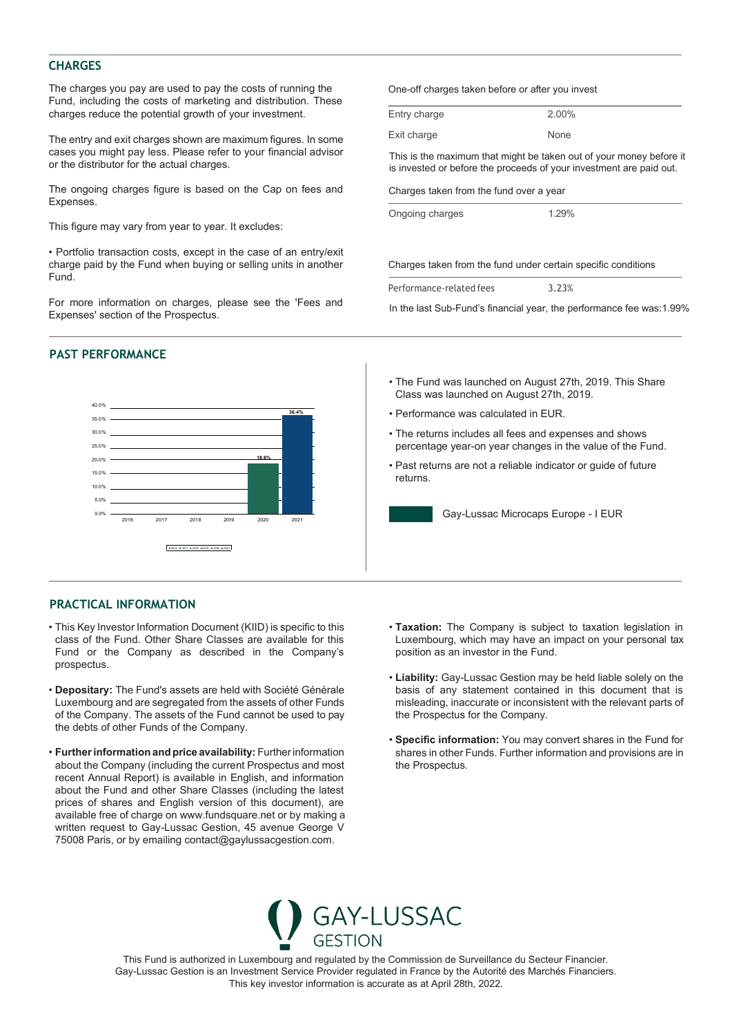## CHARGES

The charges you pay are used to pay the costs of running the Fund, including the costs of marketing and distribution. These charges reduce the potential growth of your investment.

The entry and exit charges shown are maximum figures. In some cases you might pay less. Please refer to your financial advisor or the distributor for the actual charges.

The ongoing charges figure is based on the Cap on fees and Expenses.

This figure may vary from year to year. It excludes:

• Portfolio transaction costs, except in the case of an entry/exit charge paid by the Fund when buying or selling units in another Fund.

For more information on charges, please see the 'Fees and Expenses' section of the Prospectus.

One-off charges taken before or after you invest

| | |
|---|---|
| Entry charge | 2.00% |
| Exit charge | None |

This is the maximum that might be taken out of your money before it is invested or before the proceeds of your investment are paid out.

Charges taken from the fund over a year

| | |
|---|---|
| Ongoing charges | 1.29% |

Charges taken from the fund under certain specific conditions

| | |
|---|---|
| Performance-related fees | 3.23% |

In the last Sub-Fund's financial year, the performance fee was:1.99%

## PAST PERFORMANCE

40.0%
35.0%
30.0%
25.0%
20.0%
15.0%
10.0%
5.0%
0.0%

18.6%
36.4%

2016 2017 2018 2019 2020 2021

• The Fund was launched on August 27th, 2019. This Share Class was launched on August 27th, 2019.

• Performance was calculated in EUR.

• The returns includes all fees and expenses and shows percentage year-on year changes in the value of the Fund.

• Past returns are not a reliable indicator or guide of future returns.

Gay-Lussac Microcaps Europe - I EUR

## PRACTICAL INFORMATION

• This Key Investor Information Document (KIID) is specific to this class of the Fund. Other Share Classes are available for this Fund or the Company as described in the Company's prospectus.

• **Depositary:** The Fund's assets are held with Société Générale Luxembourg and are segregated from the assets of other Funds of the Company. The assets of the Fund cannot be used to pay the debts of other Funds of the Company.

• **Further information and price availability:** Further information about the Company (including the current Prospectus and most recent Annual Report) is available in English, and information about the Fund and other Share Classes (including the latest prices of shares and English version of this document), are available free of charge on www.fundsquare.net or by making a written request to Gay-Lussac Gestion, 45 avenue George V 75008 Paris, or by emailing contact@gaylussacgestion.com.

• **Taxation:** The Company is subject to taxation legislation in Luxembourg, which may have an impact on your personal tax position as an investor in the Fund.

• **Liability:** Gay-Lussac Gestion may be held liable solely on the basis of any statement contained in this document that is misleading, inaccurate or inconsistent with the relevant parts of the Prospectus for the Company.

• **Specific information:** You may convert shares in the Fund for shares in other Funds. Further information and provisions are in the Prospectus.

GAY-LUSSAC GESTION

This Fund is authorized in Luxembourg and regulated by the Commission de Surveillance du Secteur Financier.
Gay-Lussac Gestion is an Investment Service Provider regulated in France by the Autorité des Marchés Financiers.
This key investor information is accurate as at April 28th, 2022.